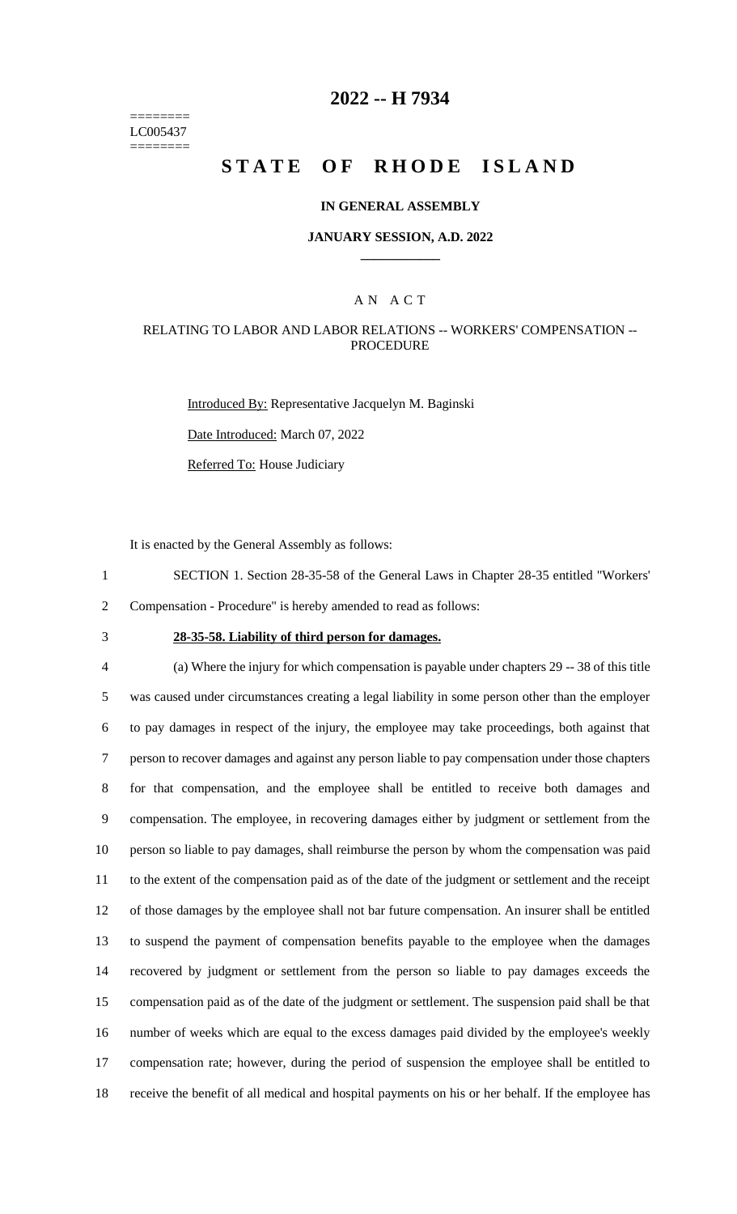========
LC005437
========

# 2022 -- H 7934

# STATE OF RHODE ISLAND

### IN GENERAL ASSEMBLY

### JANUARY SESSION, A.D. 2022

## A N A C T

### RELATING TO LABOR AND LABOR RELATIONS -- WORKERS' COMPENSATION -- PROCEDURE

Introduced By: Representative Jacquelyn M. Baginski

Date Introduced: March 07, 2022

Referred To: House Judiciary

It is enacted by the General Assembly as follows:

1 SECTION 1. Section 28-35-58 of the General Laws in Chapter 28-35 entitled "Workers'
2 Compensation - Procedure" is hereby amended to read as follows:

3 **28-35-58. Liability of third person for damages.**

4 (a) Where the injury for which compensation is payable under chapters 29 -- 38 of this title
5 was caused under circumstances creating a legal liability in some person other than the employer
6 to pay damages in respect of the injury, the employee may take proceedings, both against that
7 person to recover damages and against any person liable to pay compensation under those chapters
8 for that compensation, and the employee shall be entitled to receive both damages and
9 compensation. The employee, in recovering damages either by judgment or settlement from the
10 person so liable to pay damages, shall reimburse the person by whom the compensation was paid
11 to the extent of the compensation paid as of the date of the judgment or settlement and the receipt
12 of those damages by the employee shall not bar future compensation. An insurer shall be entitled
13 to suspend the payment of compensation benefits payable to the employee when the damages
14 recovered by judgment or settlement from the person so liable to pay damages exceeds the
15 compensation paid as of the date of the judgment or settlement. The suspension paid shall be that
16 number of weeks which are equal to the excess damages paid divided by the employee's weekly
17 compensation rate; however, during the period of suspension the employee shall be entitled to
18 receive the benefit of all medical and hospital payments on his or her behalf. If the employee has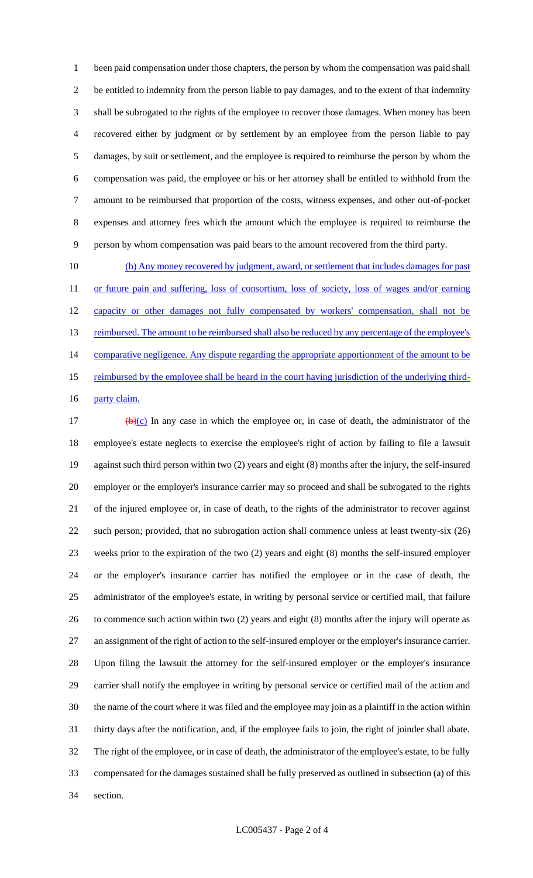been paid compensation under those chapters, the person by whom the compensation was paid shall be entitled to indemnity from the person liable to pay damages, and to the extent of that indemnity shall be subrogated to the rights of the employee to recover those damages. When money has been recovered either by judgment or by settlement by an employee from the person liable to pay damages, by suit or settlement, and the employee is required to reimburse the person by whom the compensation was paid, the employee or his or her attorney shall be entitled to withhold from the amount to be reimbursed that proportion of the costs, witness expenses, and other out-of-pocket expenses and attorney fees which the amount which the employee is required to reimburse the person by whom compensation was paid bears to the amount recovered from the third party.

<u>(b) Any money recovered by judgment, award, or settlement that includes damages for past or future pain and suffering, loss of consortium, loss of society, loss of wages and/or earning capacity or other damages not fully compensated by workers' compensation, shall not be reimbursed. The amount to be reimbursed shall also be reduced by any percentage of the employee's comparative negligence. Any dispute regarding the appropriate apportionment of the amount to be reimbursed by the employee shall be heard in the court having jurisdiction of the underlying third-party claim.</u>

~~(b)~~<u>(c)</u> In any case in which the employee or, in case of death, the administrator of the employee's estate neglects to exercise the employee's right of action by failing to file a lawsuit against such third person within two (2) years and eight (8) months after the injury, the self-insured employer or the employer's insurance carrier may so proceed and shall be subrogated to the rights of the injured employee or, in case of death, to the rights of the administrator to recover against such person; provided, that no subrogation action shall commence unless at least twenty-six (26) weeks prior to the expiration of the two (2) years and eight (8) months the self-insured employer or the employer's insurance carrier has notified the employee or in the case of death, the administrator of the employee's estate, in writing by personal service or certified mail, that failure to commence such action within two (2) years and eight (8) months after the injury will operate as an assignment of the right of action to the self-insured employer or the employer's insurance carrier. Upon filing the lawsuit the attorney for the self-insured employer or the employer's insurance carrier shall notify the employee in writing by personal service or certified mail of the action and the name of the court where it was filed and the employee may join as a plaintiff in the action within thirty days after the notification, and, if the employee fails to join, the right of joinder shall abate. The right of the employee, or in case of death, the administrator of the employee's estate, to be fully compensated for the damages sustained shall be fully preserved as outlined in subsection (a) of this section.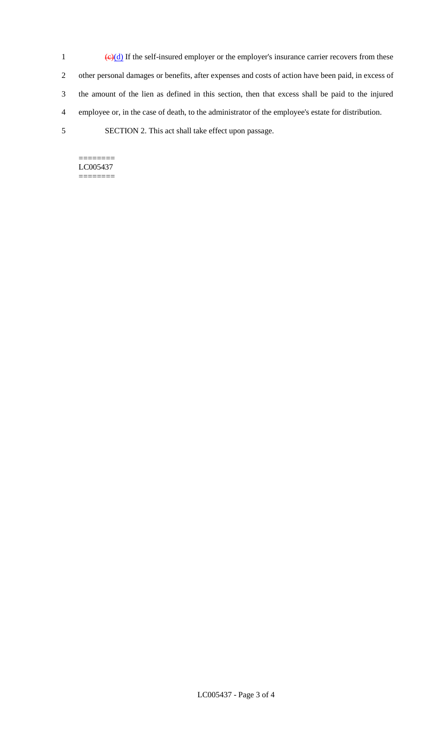~~(c)~~(d) If the self-insured employer or the employer's insurance carrier recovers from these other personal damages or benefits, after expenses and costs of action have been paid, in excess of the amount of the lien as defined in this section, then that excess shall be paid to the injured employee or, in the case of death, to the administrator of the employee's estate for distribution.

SECTION 2. This act shall take effect upon passage.

========
LC005437
========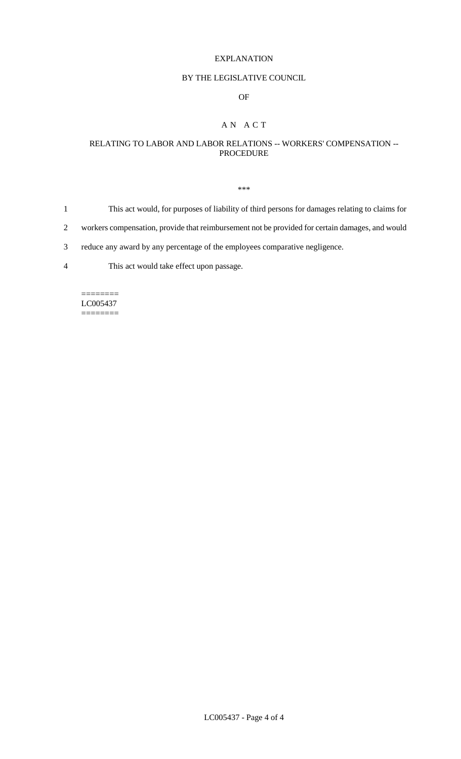EXPLANATION

BY THE LEGISLATIVE COUNCIL

OF

A N A C T

RELATING TO LABOR AND LABOR RELATIONS -- WORKERS' COMPENSATION -- PROCEDURE

\*\*\*

1 This act would, for purposes of liability of third persons for damages relating to claims for
2 workers compensation, provide that reimbursement not be provided for certain damages, and would
3 reduce any award by any percentage of the employees comparative negligence.
4 This act would take effect upon passage.

========
LC005437
========